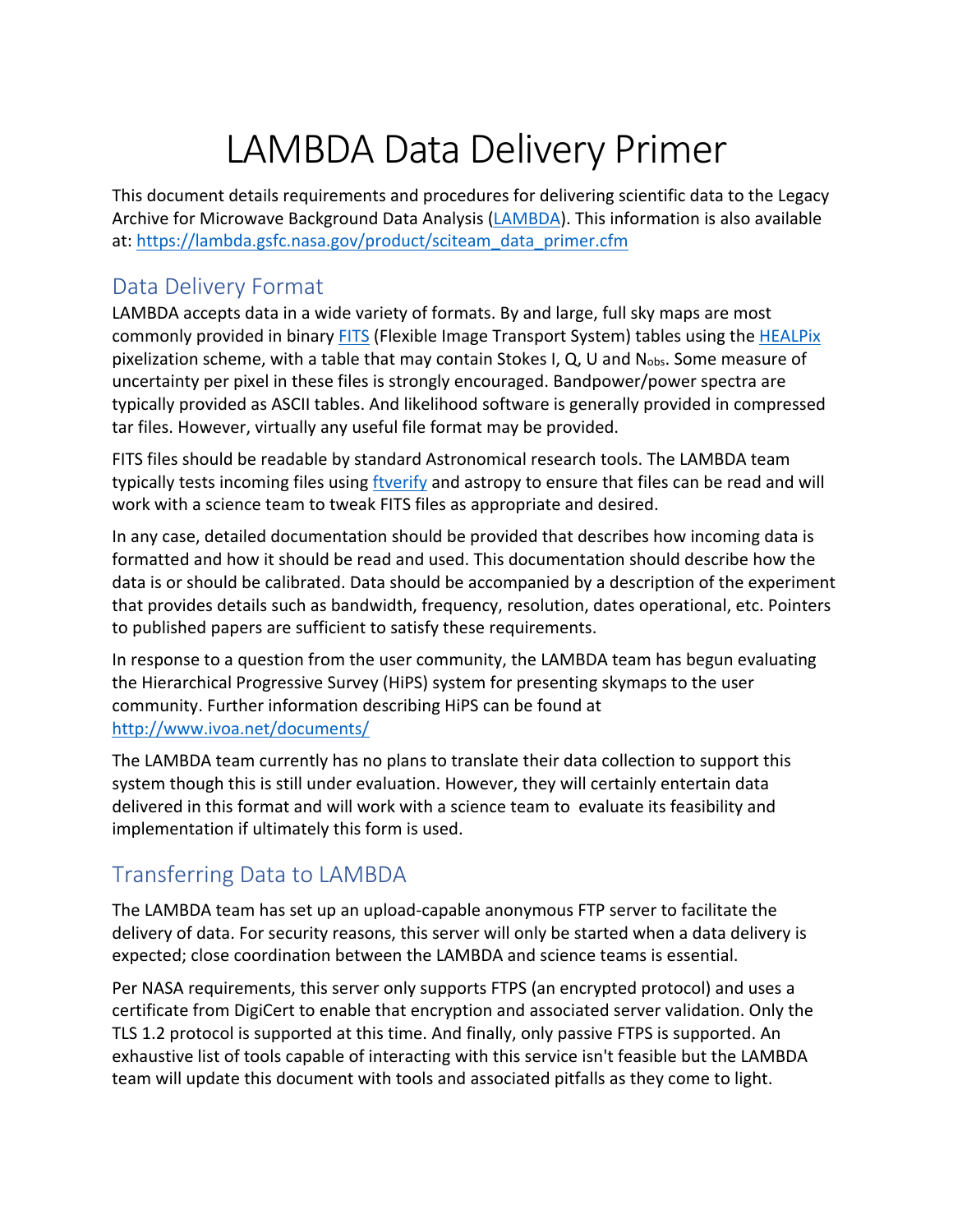# LAMBDA Data Delivery Primer

This document details requirements and procedures for delivering scientific data to the Legacy Archive for Microwave Background Data Analysis (LAMBDA). This information is also available at: https://lambda.gsfc.nasa.gov/product/sciteam_data_primer.cfm

## Data Delivery Format

LAMBDA accepts data in a wide variety of formats. By and large, full sky maps are most commonly provided in binary FITS (Flexible Image Transport System) tables using the HEALPix pixelization scheme, with a table that may contain Stokes I, Q, U and $N_{obs}$. Some measure of uncertainty per pixel in these files is strongly encouraged. Bandpower/power spectra are typically provided as ASCII tables. And likelihood software is generally provided in compressed tar files. However, virtually any useful file format may be provided.

FITS files should be readable by standard Astronomical research tools. The LAMBDA team typically tests incoming files using ftverify and astropy to ensure that files can be read and will work with a science team to tweak FITS files as appropriate and desired.

In any case, detailed documentation should be provided that describes how incoming data is formatted and how it should be read and used. This documentation should describe how the data is or should be calibrated. Data should be accompanied by a description of the experiment that provides details such as bandwidth, frequency, resolution, dates operational, etc. Pointers to published papers are sufficient to satisfy these requirements.

In response to a question from the user community, the LAMBDA team has begun evaluating the Hierarchical Progressive Survey (HiPS) system for presenting skymaps to the user community. Further information describing HiPS can be found at http://www.ivoa.net/documents/

The LAMBDA team currently has no plans to translate their data collection to support this system though this is still under evaluation. However, they will certainly entertain data delivered in this format and will work with a science team to evaluate its feasibility and implementation if ultimately this form is used.

## Transferring Data to LAMBDA

The LAMBDA team has set up an upload-capable anonymous FTP server to facilitate the delivery of data. For security reasons, this server will only be started when a data delivery is expected; close coordination between the LAMBDA and science teams is essential.

Per NASA requirements, this server only supports FTPS (an encrypted protocol) and uses a certificate from DigiCert to enable that encryption and associated server validation. Only the TLS 1.2 protocol is supported at this time. And finally, only passive FTPS is supported. An exhaustive list of tools capable of interacting with this service isn't feasible but the LAMBDA team will update this document with tools and associated pitfalls as they come to light.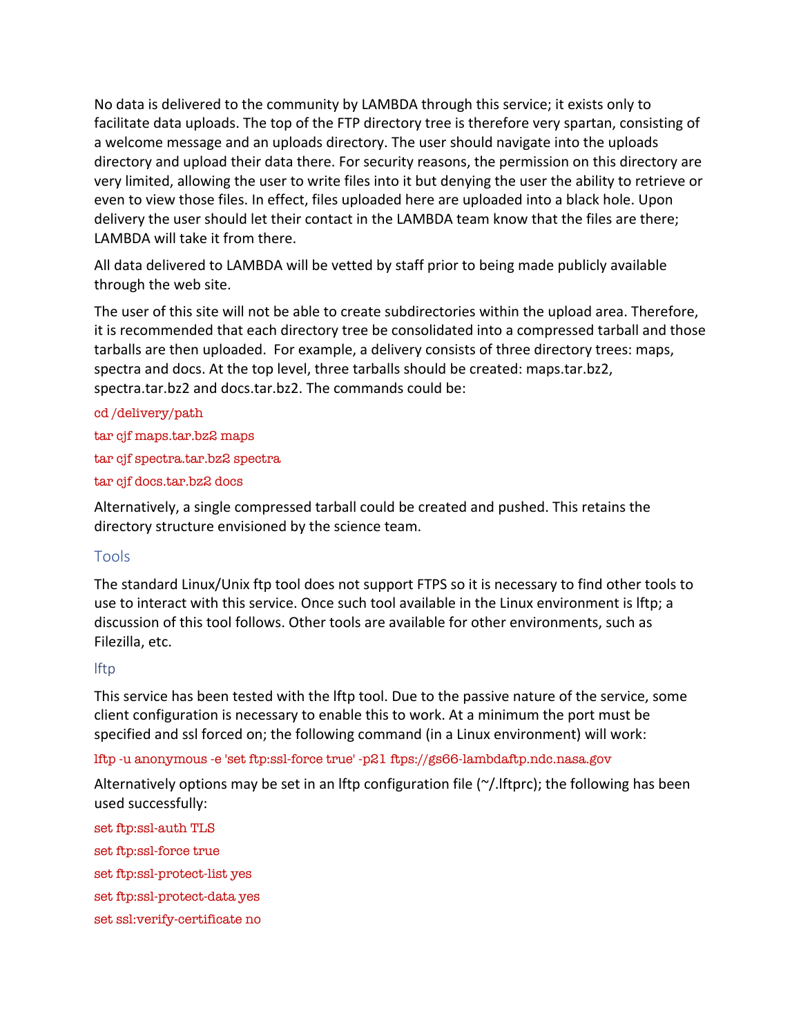No data is delivered to the community by LAMBDA through this service; it exists only to facilitate data uploads. The top of the FTP directory tree is therefore very spartan, consisting of a welcome message and an uploads directory. The user should navigate into the uploads directory and upload their data there. For security reasons, the permission on this directory are very limited, allowing the user to write files into it but denying the user the ability to retrieve or even to view those files. In effect, files uploaded here are uploaded into a black hole. Upon delivery the user should let their contact in the LAMBDA team know that the files are there; LAMBDA will take it from there.

All data delivered to LAMBDA will be vetted by staff prior to being made publicly available through the web site.

The user of this site will not be able to create subdirectories within the upload area. Therefore, it is recommended that each directory tree be consolidated into a compressed tarball and those tarballs are then uploaded. For example, a delivery consists of three directory trees: maps, spectra and docs. At the top level, three tarballs should be created: maps.tar.bz2, spectra.tar.bz2 and docs.tar.bz2. The commands could be:

```
cd /delivery/path
tar cjf maps.tar.bz2 maps
tar cjf spectra.tar.bz2 spectra
tar cjf docs.tar.bz2 docs
```

Alternatively, a single compressed tarball could be created and pushed. This retains the directory structure envisioned by the science team.

## Tools

The standard Linux/Unix ftp tool does not support FTPS so it is necessary to find other tools to use to interact with this service. Once such tool available in the Linux environment is lftp; a discussion of this tool follows. Other tools are available for other environments, such as Filezilla, etc.

### lftp

This service has been tested with the lftp tool. Due to the passive nature of the service, some client configuration is necessary to enable this to work. At a minimum the port must be specified and ssl forced on; the following command (in a Linux environment) will work:

```
lftp -u anonymous -e 'set ftp:ssl-force true' -p21 ftps://gs66-lambdaftp.ndc.nasa.gov
```

Alternatively options may be set in an lftp configuration file (~/.lftprc); the following has been used successfully:

```
set ftp:ssl-auth TLS
set ftp:ssl-force true
set ftp:ssl-protect-list yes
set ftp:ssl-protect-data yes
set ssl:verify-certificate no
```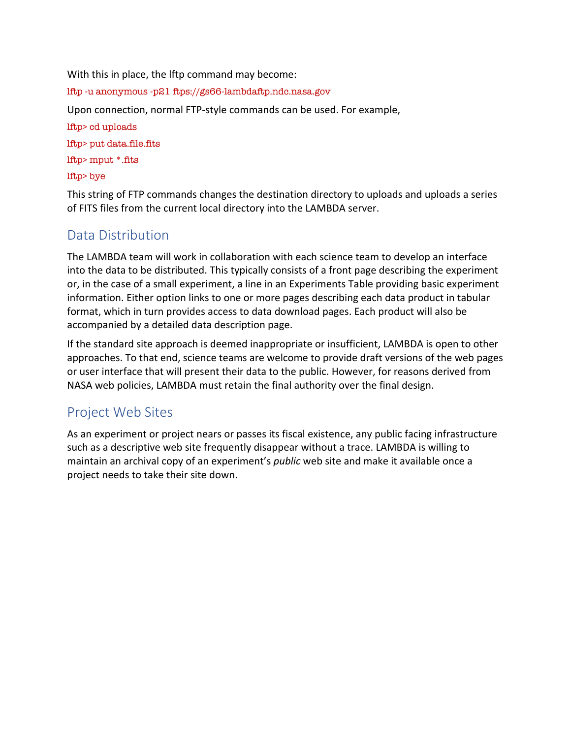With this in place, the lftp command may become:

```
lftp -u anonymous -p21 ftps://gs66-lambdaftp.ndc.nasa.gov
```

Upon connection, normal FTP-style commands can be used. For example,

```
lftp> cd uploads
lftp> put data.file.fits
lftp> mput *.fits
lftp> bye
```

This string of FTP commands changes the destination directory to uploads and uploads a series of FITS files from the current local directory into the LAMBDA server.

## Data Distribution

The LAMBDA team will work in collaboration with each science team to develop an interface into the data to be distributed. This typically consists of a front page describing the experiment or, in the case of a small experiment, a line in an Experiments Table providing basic experiment information. Either option links to one or more pages describing each data product in tabular format, which in turn provides access to data download pages. Each product will also be accompanied by a detailed data description page.

If the standard site approach is deemed inappropriate or insufficient, LAMBDA is open to other approaches. To that end, science teams are welcome to provide draft versions of the web pages or user interface that will present their data to the public. However, for reasons derived from NASA web policies, LAMBDA must retain the final authority over the final design.

## Project Web Sites

As an experiment or project nears or passes its fiscal existence, any public facing infrastructure such as a descriptive web site frequently disappear without a trace. LAMBDA is willing to maintain an archival copy of an experiment's *public* web site and make it available once a project needs to take their site down.